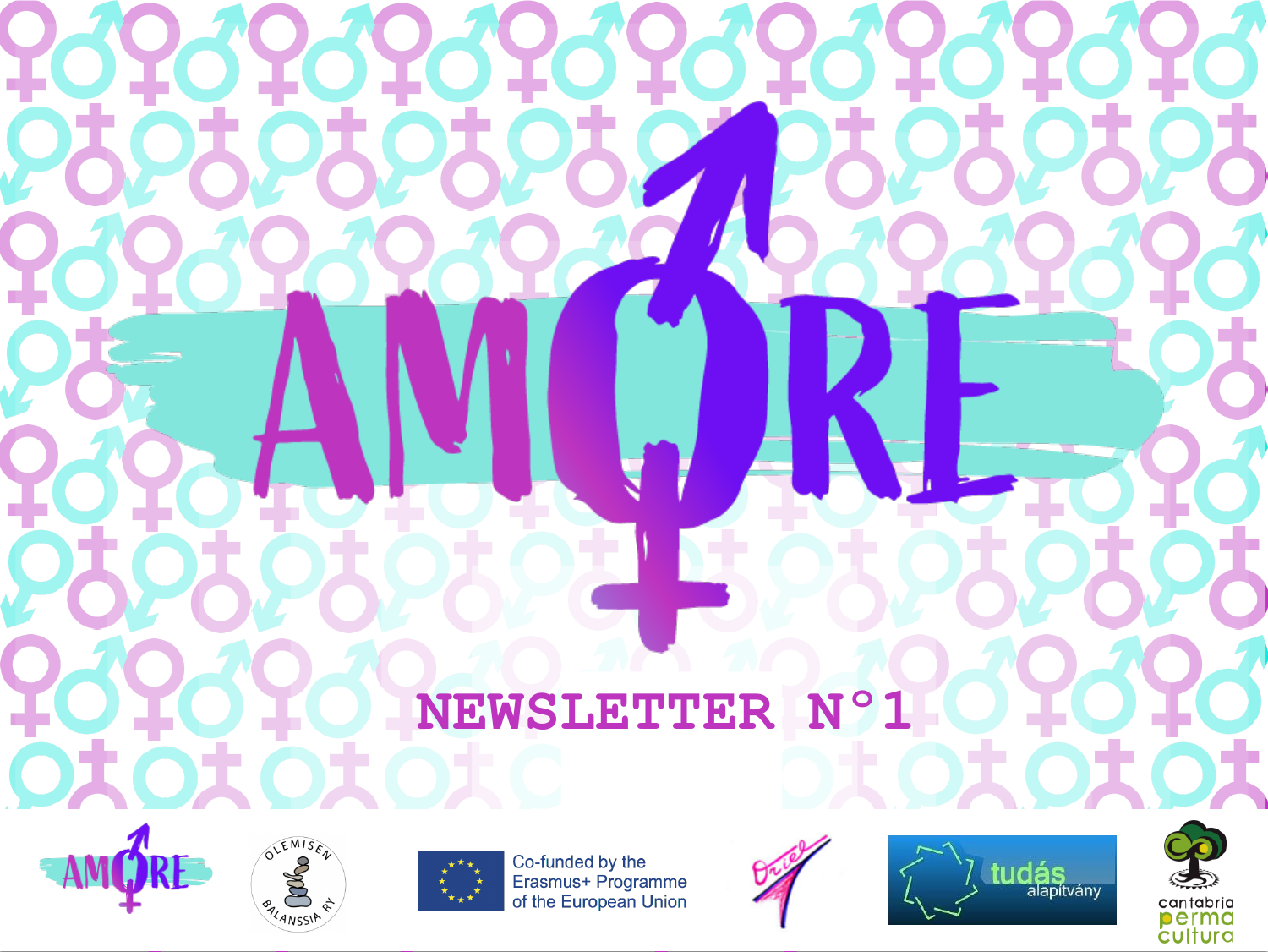# AMORE

## NEWSLETTER N°1

Co-funded by the Erasmus+ Programme of the European Union

OLEMISEN BALANSSIA RY

Oriel

tudás alapítvány

cantabria permacultura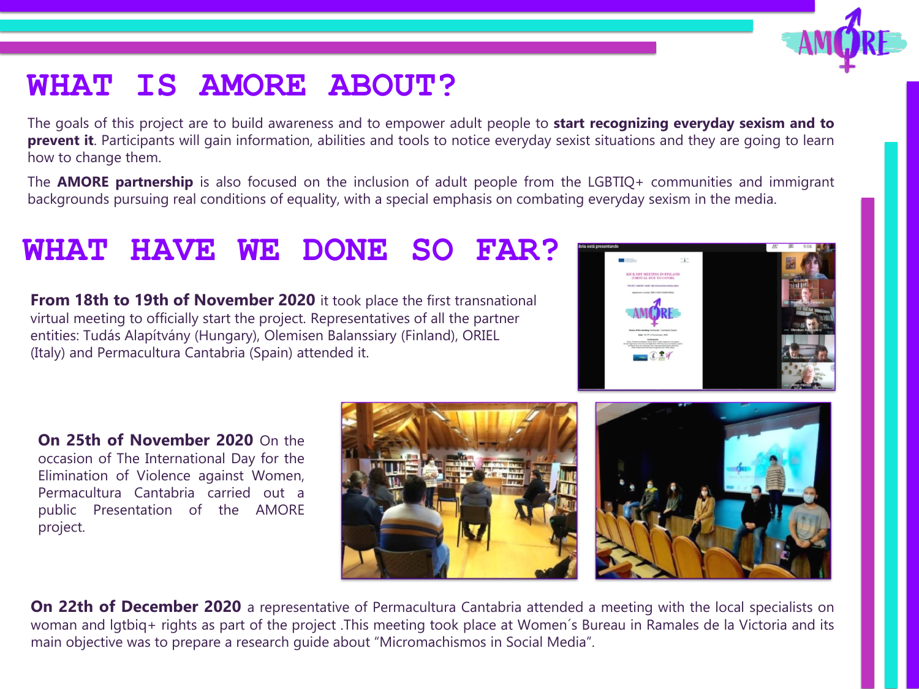# WHAT IS AMORE ABOUT?

The goals of this project are to build awareness and to empower adult people to **start recognizing everyday sexism and to prevent it**. Participants will gain information, abilities and tools to notice everyday sexist situations and they are going to learn how to change them.

The **AMORE partnership** is also focused on the inclusion of adult people from the LGBTIQ+ communities and immigrant backgrounds pursuing real conditions of equality, with a special emphasis on combating everyday sexism in the media.

# WHAT HAVE WE DONE SO FAR?

**From 18th to 19th of November 2020** it took place the first transnational virtual meeting to officially start the project. Representatives of all the partner entities: Tudás Alapítvány (Hungary), Olemisen Balanssiary (Finland), ORIEL (Italy) and Permacultura Cantabria (Spain) attended it.

**On 25th of November 2020** On the occasion of The International Day for the Elimination of Violence against Women, Permacultura Cantabria carried out a public Presentation of the AMORE project.

**On 22th of December 2020** a representative of Permacultura Cantabria attended a meeting with the local specialists on woman and lgtbiq+ rights as part of the project .This meeting took place at Women´s Bureau in Ramales de la Victoria and its main objective was to prepare a research guide about "Micromachismos in Social Media".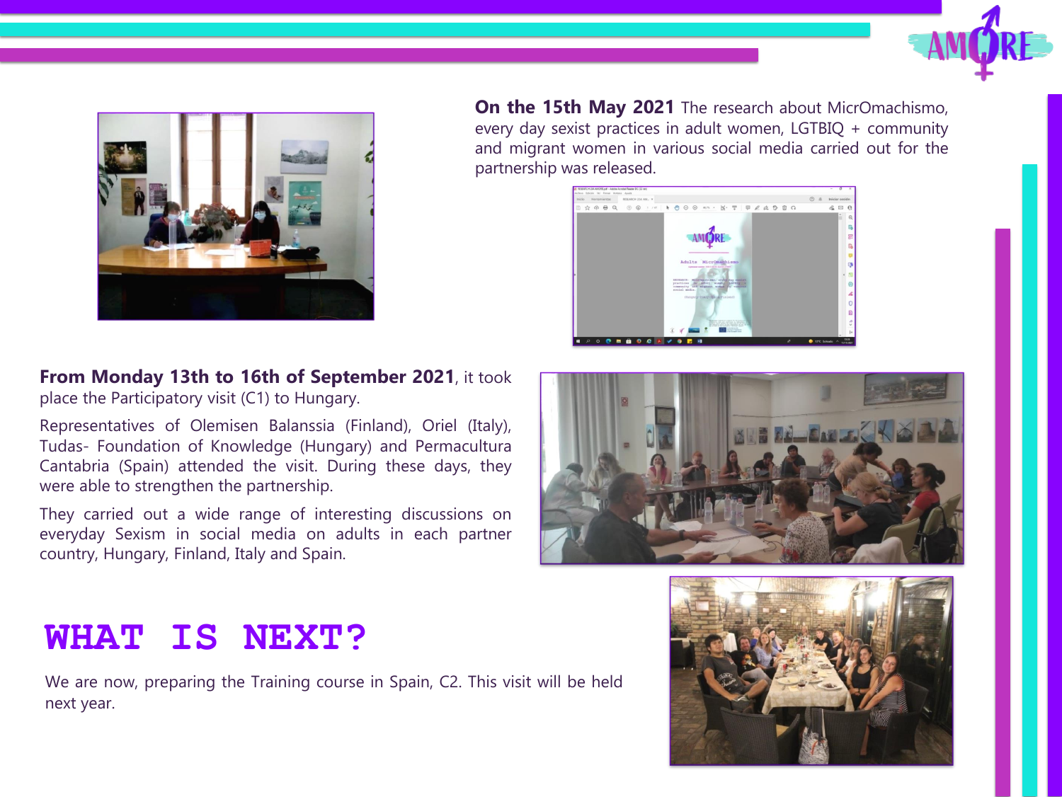**On the 15th May 2021** The research about MicrOmachismo, every day sexist practices in adult women, LGTBIQ + community and migrant women in various social media carried out for the partnership was released.

**From Monday 13th to 16th of September 2021**, it took place the Participatory visit (C1) to Hungary.

Representatives of Olemisen Balanssia (Finland), Oriel (Italy), Tudas- Foundation of Knowledge (Hungary) and Permacultura Cantabria (Spain) attended the visit. During these days, they were able to strengthen the partnership.

They carried out a wide range of interesting discussions on everyday Sexism in social media on adults in each partner country, Hungary, Finland, Italy and Spain.

# WHAT IS NEXT?

We are now, preparing the Training course in Spain, C2. This visit will be held next year.